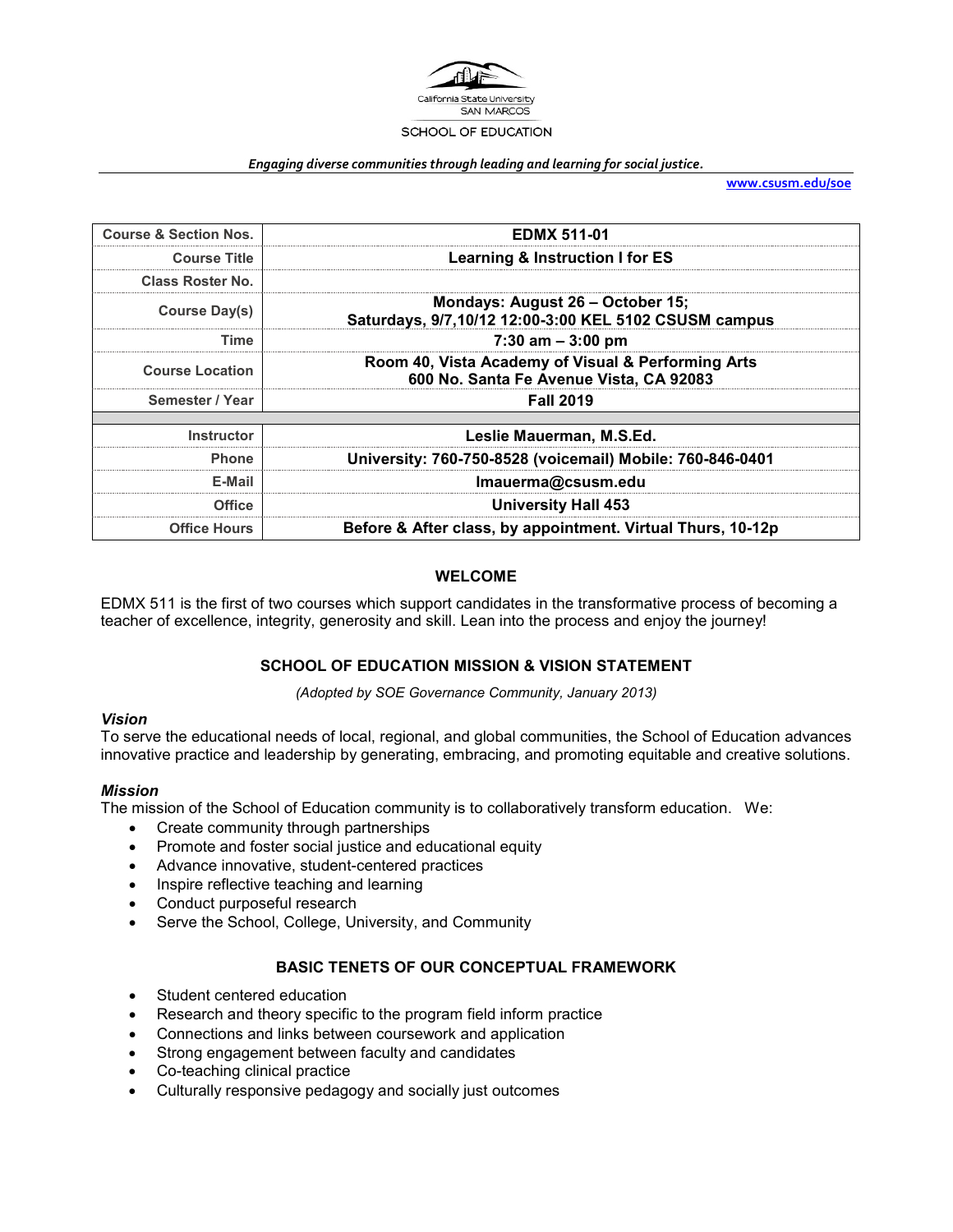California State University
SAN MARCOS

SCHOOL OF EDUCATION

*Engaging diverse communities through leading and learning for social justice.*

**www.csusm.edu/soe**

| Course & Section Nos. | EDMX 511-01 |
|---|---|
| Course Title | Learning & Instruction I for ES |
| Class Roster No. | |
| Course Day(s) | Mondays: August 26 – October 15; Saturdays, 9/7,10/12 12:00-3:00 KEL 5102 CSUSM campus |
| Time | 7:30 am – 3:00 pm |
| Course Location | Room 40, Vista Academy of Visual & Performing Arts 600 No. Santa Fe Avenue Vista, CA 92083 |
| Semester / Year | Fall 2019 |
| | |
| Instructor | Leslie Mauerman, M.S.Ed. |
| Phone | University: 760-750-8528 (voicemail) Mobile: 760-846-0401 |
| E-Mail | lmauerma@csusm.edu |
| Office | University Hall 453 |
| Office Hours | Before & After class, by appointment. Virtual Thurs, 10-12p |

## WELCOME

EDMX 511 is the first of two courses which support candidates in the transformative process of becoming a teacher of excellence, integrity, generosity and skill. Lean into the process and enjoy the journey!

## SCHOOL OF EDUCATION MISSION & VISION STATEMENT

*(Adopted by SOE Governance Community, January 2013)*

### *Vision*

To serve the educational needs of local, regional, and global communities, the School of Education advances innovative practice and leadership by generating, embracing, and promoting equitable and creative solutions.

### *Mission*

The mission of the School of Education community is to collaboratively transform education. We:

- Create community through partnerships
- Promote and foster social justice and educational equity
- Advance innovative, student-centered practices
- Inspire reflective teaching and learning
- Conduct purposeful research
- Serve the School, College, University, and Community

## BASIC TENETS OF OUR CONCEPTUAL FRAMEWORK

- Student centered education
- Research and theory specific to the program field inform practice
- Connections and links between coursework and application
- Strong engagement between faculty and candidates
- Co-teaching clinical practice
- Culturally responsive pedagogy and socially just outcomes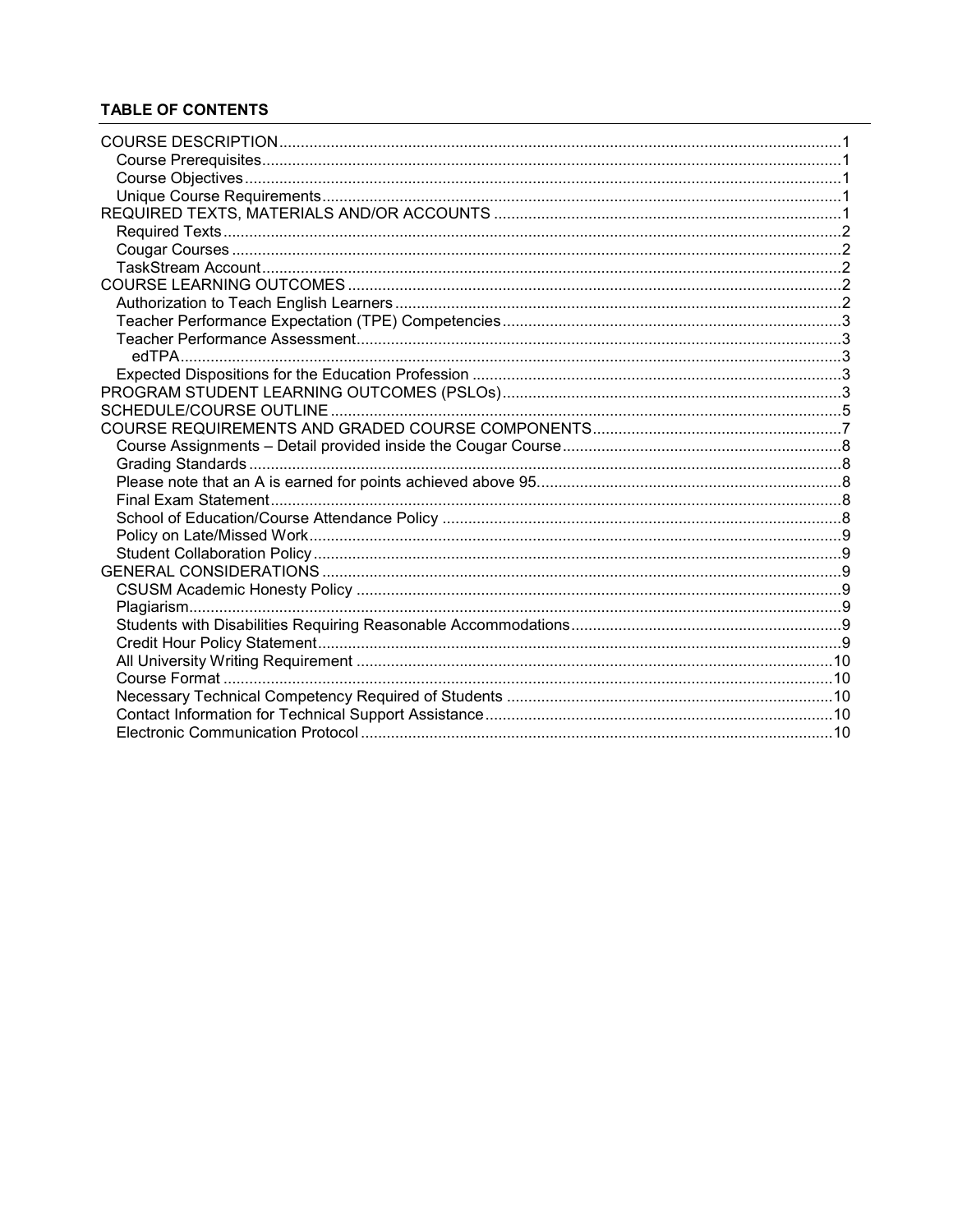**TABLE OF CONTENTS**

COURSE DESCRIPTION....1
- Course Prerequisites....1
- Course Objectives....1
- Unique Course Requirements....1

REQUIRED TEXTS, MATERIALS AND/OR ACCOUNTS....1
- Required Texts....2
- Cougar Courses....2
- TaskStream Account....2

COURSE LEARNING OUTCOMES....2
- Authorization to Teach English Learners....2
- Teacher Performance Expectation (TPE) Competencies....3
- Teacher Performance Assessment....3
  - edTPA....3
- Expected Dispositions for the Education Profession....3

PROGRAM STUDENT LEARNING OUTCOMES (PSLOs)....3

SCHEDULE/COURSE OUTLINE....5

COURSE REQUIREMENTS AND GRADED COURSE COMPONENTS....7
- Course Assignments – Detail provided inside the Cougar Course....8
- Grading Standards....8
- Please note that an A is earned for points achieved above 95....8
- Final Exam Statement....8
- School of Education/Course Attendance Policy....8
- Policy on Late/Missed Work....9
- Student Collaboration Policy....9

GENERAL CONSIDERATIONS....9
- CSUSM Academic Honesty Policy....9
- Plagiarism....9
- Students with Disabilities Requiring Reasonable Accommodations....9
- Credit Hour Policy Statement....9
- All University Writing Requirement....10
- Course Format....10
- Necessary Technical Competency Required of Students....10
- Contact Information for Technical Support Assistance....10
- Electronic Communication Protocol....10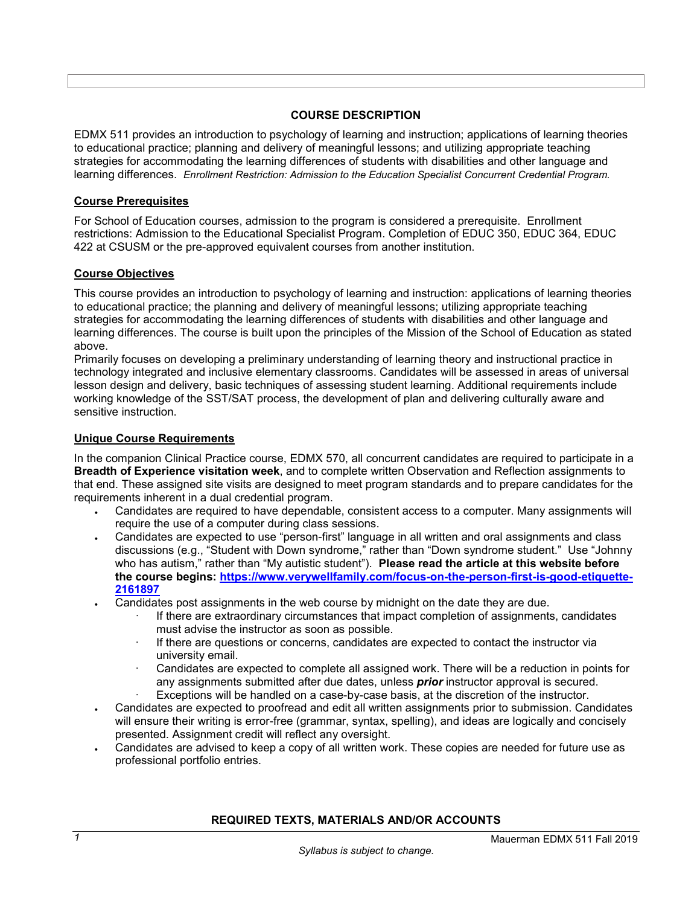## COURSE DESCRIPTION

EDMX 511 provides an introduction to psychology of learning and instruction; applications of learning theories to educational practice; planning and delivery of meaningful lessons; and utilizing appropriate teaching strategies for accommodating the learning differences of students with disabilities and other language and learning differences. *Enrollment Restriction: Admission to the Education Specialist Concurrent Credential Program.*

### Course Prerequisites

For School of Education courses, admission to the program is considered a prerequisite. Enrollment restrictions: Admission to the Educational Specialist Program. Completion of EDUC 350, EDUC 364, EDUC 422 at CSUSM or the pre-approved equivalent courses from another institution.

### Course Objectives

This course provides an introduction to psychology of learning and instruction: applications of learning theories to educational practice; the planning and delivery of meaningful lessons; utilizing appropriate teaching strategies for accommodating the learning differences of students with disabilities and other language and learning differences. The course is built upon the principles of the Mission of the School of Education as stated above.

Primarily focuses on developing a preliminary understanding of learning theory and instructional practice in technology integrated and inclusive elementary classrooms. Candidates will be assessed in areas of universal lesson design and delivery, basic techniques of assessing student learning. Additional requirements include working knowledge of the SST/SAT process, the development of plan and delivering culturally aware and sensitive instruction.

### Unique Course Requirements

In the companion Clinical Practice course, EDMX 570, all concurrent candidates are required to participate in a **Breadth of Experience visitation week**, and to complete written Observation and Reflection assignments to that end. These assigned site visits are designed to meet program standards and to prepare candidates for the requirements inherent in a dual credential program.

- Candidates are required to have dependable, consistent access to a computer. Many assignments will require the use of a computer during class sessions.
- Candidates are expected to use "person-first" language in all written and oral assignments and class discussions (e.g., "Student with Down syndrome," rather than "Down syndrome student." Use "Johnny who has autism," rather than "My autistic student"). **Please read the article at this website before the course begins: [https://www.verywellfamily.com/focus-on-the-person-first-is-good-etiquette-2161897](https://www.verywellfamily.com/focus-on-the-person-first-is-good-etiquette-2161897)**
- Candidates post assignments in the web course by midnight on the date they are due.
  - If there are extraordinary circumstances that impact completion of assignments, candidates must advise the instructor as soon as possible.
  - If there are questions or concerns, candidates are expected to contact the instructor via university email.
  - Candidates are expected to complete all assigned work. There will be a reduction in points for any assignments submitted after due dates, unless ***prior*** instructor approval is secured.
  - Exceptions will be handled on a case-by-case basis, at the discretion of the instructor.
- Candidates are expected to proofread and edit all written assignments prior to submission. Candidates will ensure their writing is error-free (grammar, syntax, spelling), and ideas are logically and concisely presented. Assignment credit will reflect any oversight.
- Candidates are advised to keep a copy of all written work. These copies are needed for future use as professional portfolio entries.

## REQUIRED TEXTS, MATERIALS AND/OR ACCOUNTS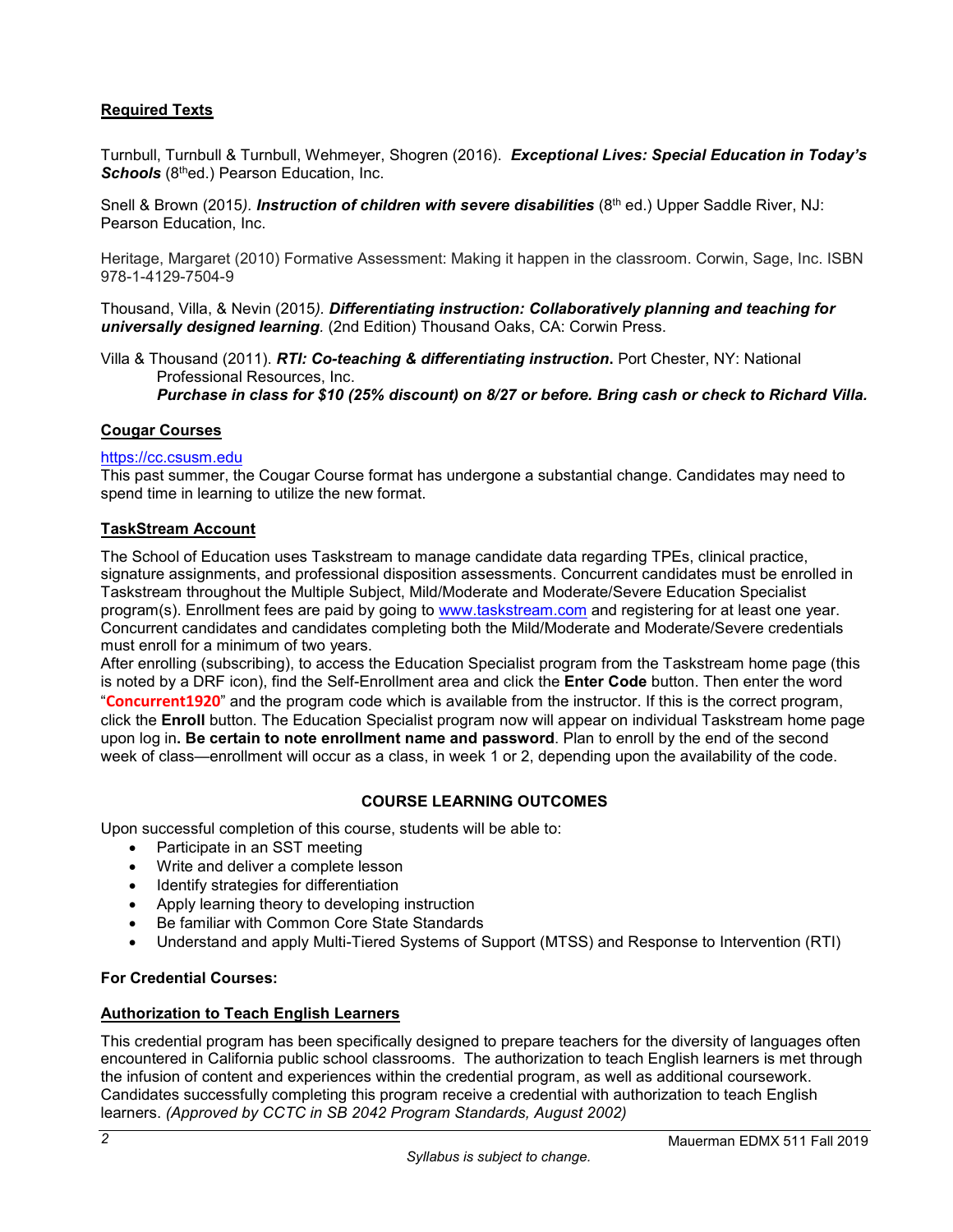**Required Texts**

Turnbull, Turnbull & Turnbull, Wehmeyer, Shogren (2016). ***Exceptional Lives: Special Education in Today's Schools*** (8[th]ed.) Pearson Education, Inc.

Snell & Brown (2015*).* ***Instruction of children with severe disabilities*** (8[th] ed.) Upper Saddle River, NJ: Pearson Education, Inc.

Heritage, Margaret (2010) Formative Assessment: Making it happen in the classroom. Corwin, Sage, Inc. ISBN 978-1-4129-7504-9

Thousand, Villa, & Nevin (2015*).* ***Differentiating instruction: Collaboratively planning and teaching for universally designed learning****.* (2nd Edition) Thousand Oaks, CA: Corwin Press.

Villa & Thousand (2011). ***RTI: Co-teaching & differentiating instruction*****.** Port Chester, NY: National Professional Resources, Inc.
***Purchase in class for $10 (25% discount) on 8/27 or before. Bring cash or check to Richard Villa.***

**Cougar Courses**

https://cc.csusm.edu
This past summer, the Cougar Course format has undergone a substantial change. Candidates may need to spend time in learning to utilize the new format.

**TaskStream Account**

The School of Education uses Taskstream to manage candidate data regarding TPEs, clinical practice, signature assignments, and professional disposition assessments. Concurrent candidates must be enrolled in Taskstream throughout the Multiple Subject, Mild/Moderate and Moderate/Severe Education Specialist program(s). Enrollment fees are paid by going to www.taskstream.com and registering for at least one year. Concurrent candidates and candidates completing both the Mild/Moderate and Moderate/Severe credentials must enroll for a minimum of two years.
After enrolling (subscribing), to access the Education Specialist program from the Taskstream home page (this is noted by a DRF icon), find the Self-Enrollment area and click the **Enter Code** button. Then enter the word "**Concurrent1920**" and the program code which is available from the instructor. If this is the correct program, click the **Enroll** button. The Education Specialist program now will appear on individual Taskstream home page upon log in**. Be certain to note enrollment name and password**. Plan to enroll by the end of the second week of class—enrollment will occur as a class, in week 1 or 2, depending upon the availability of the code.

## COURSE LEARNING OUTCOMES

Upon successful completion of this course, students will be able to:

- Participate in an SST meeting
- Write and deliver a complete lesson
- Identify strategies for differentiation
- Apply learning theory to developing instruction
- Be familiar with Common Core State Standards
- Understand and apply Multi-Tiered Systems of Support (MTSS) and Response to Intervention (RTI)

**For Credential Courses:**

**Authorization to Teach English Learners**

This credential program has been specifically designed to prepare teachers for the diversity of languages often encountered in California public school classrooms. The authorization to teach English learners is met through the infusion of content and experiences within the credential program, as well as additional coursework. Candidates successfully completing this program receive a credential with authorization to teach English learners. *(Approved by CCTC in SB 2042 Program Standards, August 2002)*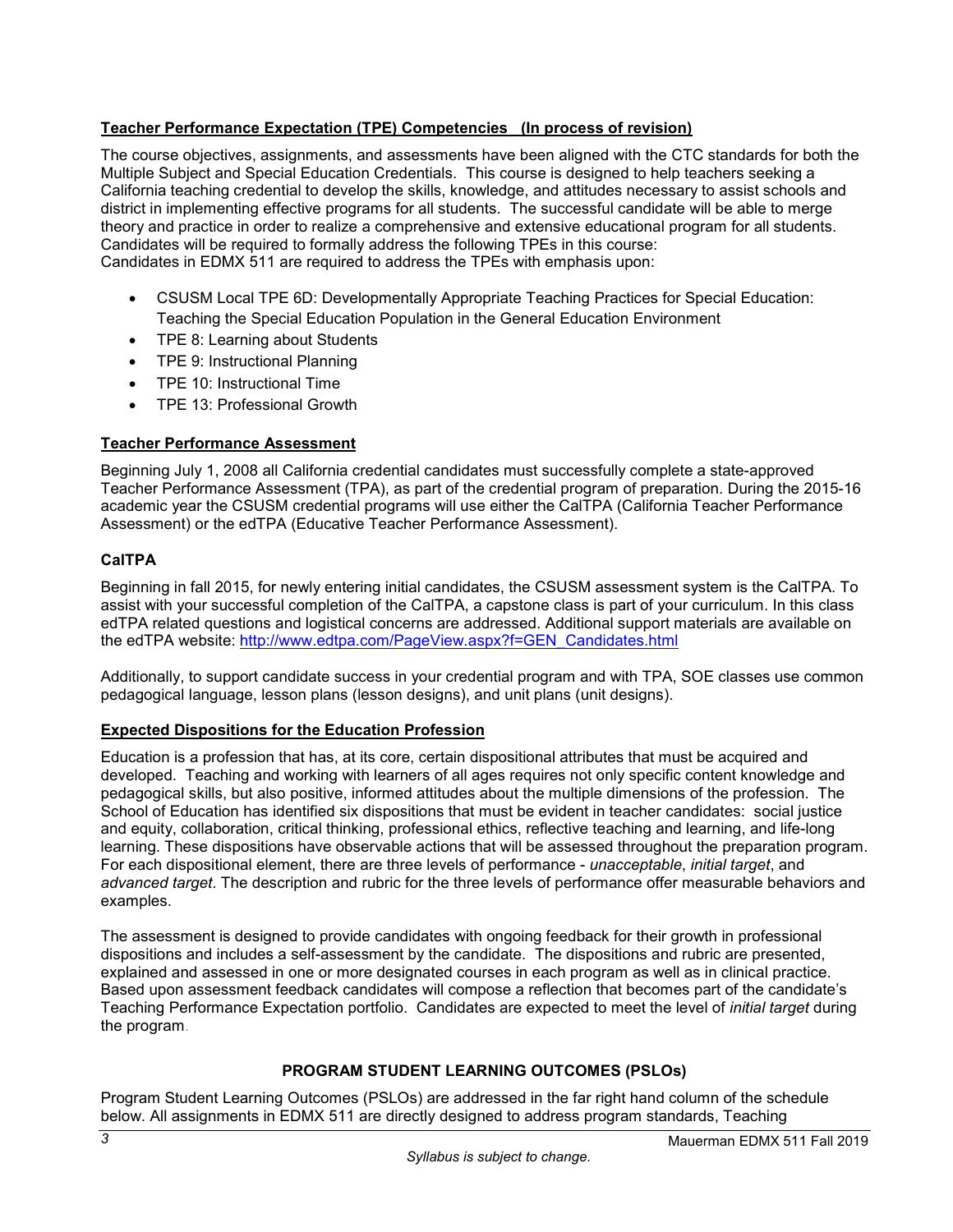## Teacher Performance Expectation (TPE) Competencies (In process of revision)

The course objectives, assignments, and assessments have been aligned with the CTC standards for both the Multiple Subject and Special Education Credentials. This course is designed to help teachers seeking a California teaching credential to develop the skills, knowledge, and attitudes necessary to assist schools and district in implementing effective programs for all students. The successful candidate will be able to merge theory and practice in order to realize a comprehensive and extensive educational program for all students. Candidates will be required to formally address the following TPEs in this course:
Candidates in EDMX 511 are required to address the TPEs with emphasis upon:

- CSUSM Local TPE 6D: Developmentally Appropriate Teaching Practices for Special Education: Teaching the Special Education Population in the General Education Environment
- TPE 8: Learning about Students
- TPE 9: Instructional Planning
- TPE 10: Instructional Time
- TPE 13: Professional Growth

## Teacher Performance Assessment

Beginning July 1, 2008 all California credential candidates must successfully complete a state-approved Teacher Performance Assessment (TPA), as part of the credential program of preparation. During the 2015-16 academic year the CSUSM credential programs will use either the CalTPA (California Teacher Performance Assessment) or the edTPA (Educative Teacher Performance Assessment).

### CalTPA

Beginning in fall 2015, for newly entering initial candidates, the CSUSM assessment system is the CalTPA. To assist with your successful completion of the CalTPA, a capstone class is part of your curriculum. In this class edTPA related questions and logistical concerns are addressed. Additional support materials are available on the edTPA website: http://www.edtpa.com/PageView.aspx?f=GEN_Candidates.html

Additionally, to support candidate success in your credential program and with TPA, SOE classes use common pedagogical language, lesson plans (lesson designs), and unit plans (unit designs).

## Expected Dispositions for the Education Profession

Education is a profession that has, at its core, certain dispositional attributes that must be acquired and developed. Teaching and working with learners of all ages requires not only specific content knowledge and pedagogical skills, but also positive, informed attitudes about the multiple dimensions of the profession. The School of Education has identified six dispositions that must be evident in teacher candidates: social justice and equity, collaboration, critical thinking, professional ethics, reflective teaching and learning, and life-long learning. These dispositions have observable actions that will be assessed throughout the preparation program. For each dispositional element, there are three levels of performance - *unacceptable*, *initial target*, and *advanced target*. The description and rubric for the three levels of performance offer measurable behaviors and examples.

The assessment is designed to provide candidates with ongoing feedback for their growth in professional dispositions and includes a self-assessment by the candidate. The dispositions and rubric are presented, explained and assessed in one or more designated courses in each program as well as in clinical practice. Based upon assessment feedback candidates will compose a reflection that becomes part of the candidate's Teaching Performance Expectation portfolio. Candidates are expected to meet the level of *initial target* during the program.

## PROGRAM STUDENT LEARNING OUTCOMES (PSLOs)

Program Student Learning Outcomes (PSLOs) are addressed in the far right hand column of the schedule below. All assignments in EDMX 511 are directly designed to address program standards, Teaching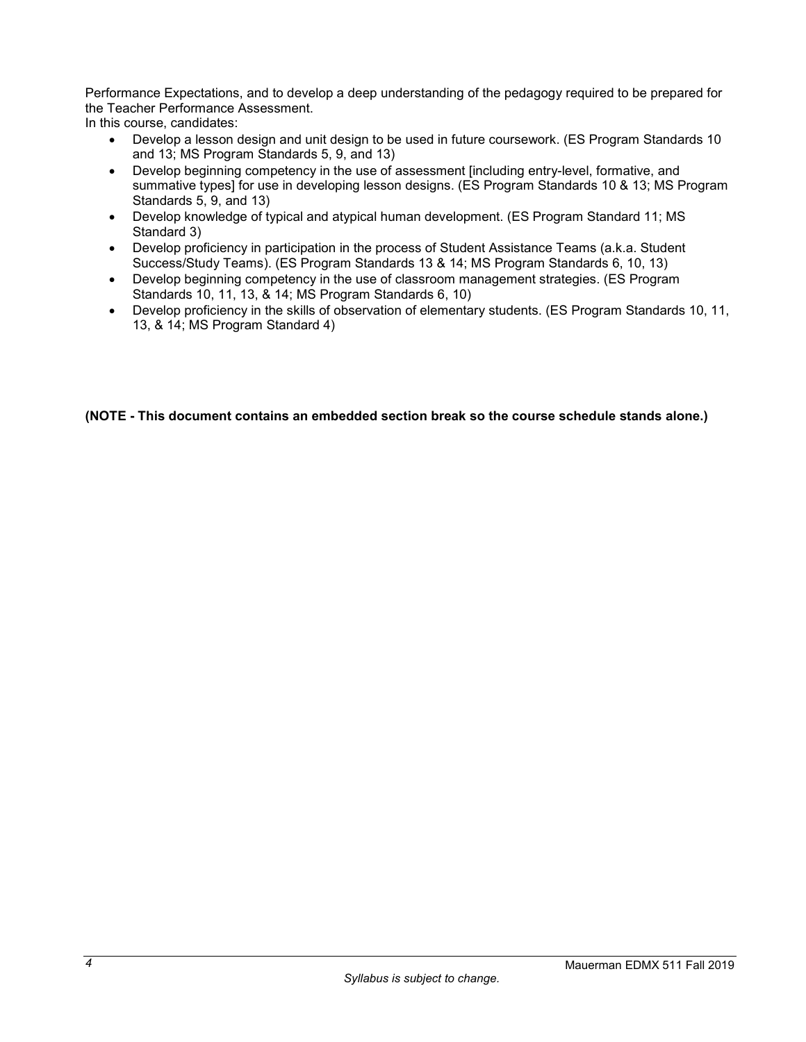Performance Expectations, and to develop a deep understanding of the pedagogy required to be prepared for the Teacher Performance Assessment.

In this course, candidates:

- Develop a lesson design and unit design to be used in future coursework. (ES Program Standards 10 and 13; MS Program Standards 5, 9, and 13)
- Develop beginning competency in the use of assessment [including entry-level, formative, and summative types] for use in developing lesson designs. (ES Program Standards 10 & 13; MS Program Standards 5, 9, and 13)
- Develop knowledge of typical and atypical human development. (ES Program Standard 11; MS Standard 3)
- Develop proficiency in participation in the process of Student Assistance Teams (a.k.a. Student Success/Study Teams). (ES Program Standards 13 & 14; MS Program Standards 6, 10, 13)
- Develop beginning competency in the use of classroom management strategies. (ES Program Standards 10, 11, 13, & 14; MS Program Standards 6, 10)
- Develop proficiency in the skills of observation of elementary students. (ES Program Standards 10, 11, 13, & 14; MS Program Standard 4)

**(NOTE - This document contains an embedded section break so the course schedule stands alone.)**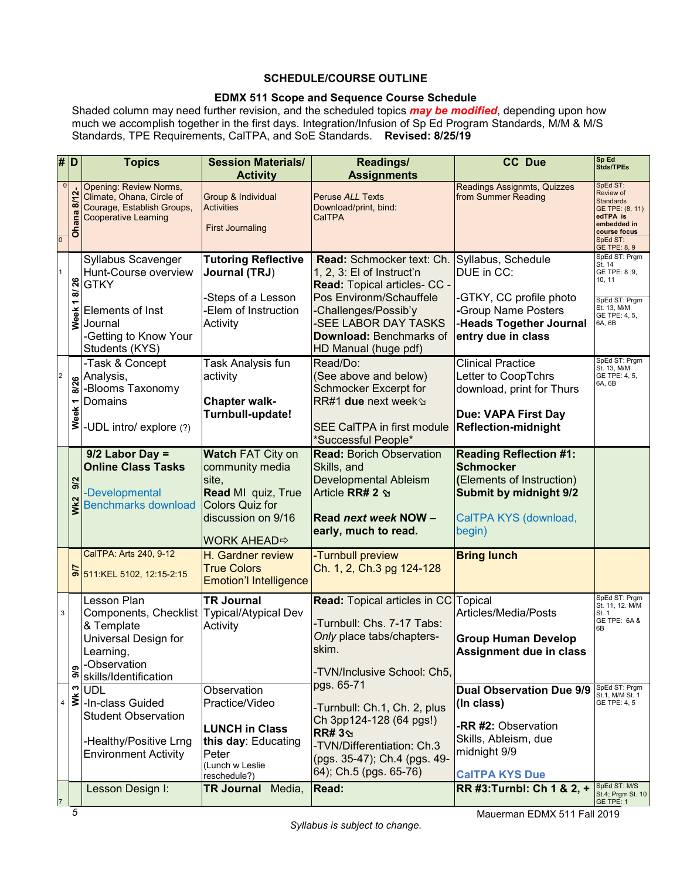**SCHEDULE/COURSE OUTLINE**

**EDMX 511 Scope and Sequence Course Schedule**

Shaded column may need further revision, and the scheduled topics ***may be modified***, depending upon how much we accomplish together in the first days. Integration/Infusion of Sp Ed Program Standards, M/M & M/S Standards, TPE Requirements, CalTPA, and SoE Standards. **Revised: 8/25/19**

| # | D | Topics | Session Materials/ Activity | Readings/ Assignments | CC Due | Sp Ed Stds/TPEs |
|---|---|---|---|---|---|---|
| 0 | Ohana 8/12- | Opening: Review Norms, Climate, Ohana, Circle of Courage, Establish Groups, Cooperative Learning | Group & Individual Activities<br><br>First Journaling | Peruse *ALL* Texts<br>Download/print, bind: CalTPA | Readings Assignmts, Quizzes from Summer Reading | SpEd ST: Review of Standards<br>GE TPE: (8, 11)<br>**edTPA is embedded in course focus**<br>SpEd ST: GE TPE: 8, 9 |
| 1 | Week 1 8/26 | Syllabus Scavenger Hunt-Course overview GTKY<br><br>Elements of Inst Journal<br>-Getting to Know Your Students (KYS) | **Tutoring Reflective Journal (TRJ)**<br><br>-Steps of a Lesson<br>-Elem of Instruction Activity | **Read:** Schmocker text: Ch. 1, 2, 3: El of Instruct'n<br>**Read:** Topical articles- CC - Pos Environm/Schauffele<br>-Challenges/Possib'y<br>-SEE LABOR DAY TASKS<br>**Download:** Benchmarks of HD Manual (huge pdf) | Syllabus, Schedule DUE in CC:<br><br>-GTKY, CC profile photo<br>-Group Name Posters<br>**-Heads Together Journal entry due in class** | SpEd ST: Prgm St. 14<br>GE TPE: 8 ,9, 10, 11<br><br>SpEd ST: Prgm St. 13, M/M<br>GE TPE: 4, 5, 6A, 6B |
| 2 | Week 1 8/26 | -Task & Concept Analysis,<br>-Blooms Taxonomy Domains<br><br>-UDL intro/ explore (?) | Task Analysis fun activity<br><br>**Chapter walk-Turnbull-update!** | Read/Do:<br>(See above and below)<br>Schmocker Excerpt for RR#1 **due** next week⇘<br><br>SEE CalTPA in first module *Successful People* | Clinical Practice Letter to CoopTchrs download, print for Thurs<br><br>**Due: VAPA First Day Reflection-midnight** | SpEd ST: Prgm St. 13, M/M<br>GE TPE: 4, 5, 6A, 6B |
| | Wk2 9/2 | **9/2 Labor Day = Online Class Tasks**<br><br>-Developmental Benchmarks download | **Watch** FAT City on community media site,<br>**Read** MI quiz, True Colors Quiz for discussion on 9/16<br><br>WORK AHEAD⇨ | **Read:** Borich Observation Skills, and Developmental Ableism Article **RR# 2** ⇘<br><br>**Read *next week* NOW – early, much to read.** | **Reading Reflection #1: Schmocker** (Elements of Instruction) **Submit by midnight 9/2**<br><br>CalTPA KYS (download, begin) | |
| | 9/6 | CalTPA: Arts 240, 9-12<br><br>511:KEL 5102, 12:15-2:15 | H. Gardner review True Colors Emotion'l Intelligence | -Turnbull preview Ch. 1, 2, Ch.3 pg 124-128 | **Bring lunch** | |
| 3 | Wk 3 9/9 | Lesson Plan Components, Checklist & Template Universal Design for Learning,<br>-Observation skills/Identification | **TR Journal** Typical/Atypical Dev Activity | **Read:** Topical articles in CC<br><br>-Turnbull: Chs. 7-17 Tabs: *Only* place tabs/chapters-skim.<br><br>-TVN/Inclusive School: Ch5, pgs. 65-71<br><br>-Turnbull: Ch.1, Ch. 2, plus Ch 3pp124-128 (64 pgs!) **RR# 3**⇘<br>-TVN/Differentiation: Ch.3 (pgs. 35-47); Ch.4 (pgs. 49-64); Ch.5 (pgs. 65-76) | Topical Articles/Media/Posts<br><br>**Group Human Develop Assignment due in class** | SpEd ST: Prgm St. 11, 12. M/M St. 1<br>GE TPE: 6A & 6B |
| 4 | | UDL<br>-In-class Guided Student Observation<br><br>-Healthy/Positive Lrng Environment Activity | Observation Practice/Video<br><br>**LUNCH in Class this day:** Educating Peter<br>(Lunch w Leslie reschedule?) | | **Dual Observation Due 9/9 (In class)**<br><br>**-RR #2:** Observation Skills, Ableism, due midnight 9/9<br><br>**CalTPA KYS Due** | SpEd ST: Prgm St.1, M/M St. 1<br>GE TPE: 4, 5 |
| 7 | | Lesson Design I: | **TR Journal** Media, | **Read:** | **RR #3:Turnbl: Ch 1 & 2, +** | SpEd ST: M/S St.4; Prgm St. 10<br>GE TPE: 1 |

*Syllabus is subject to change.*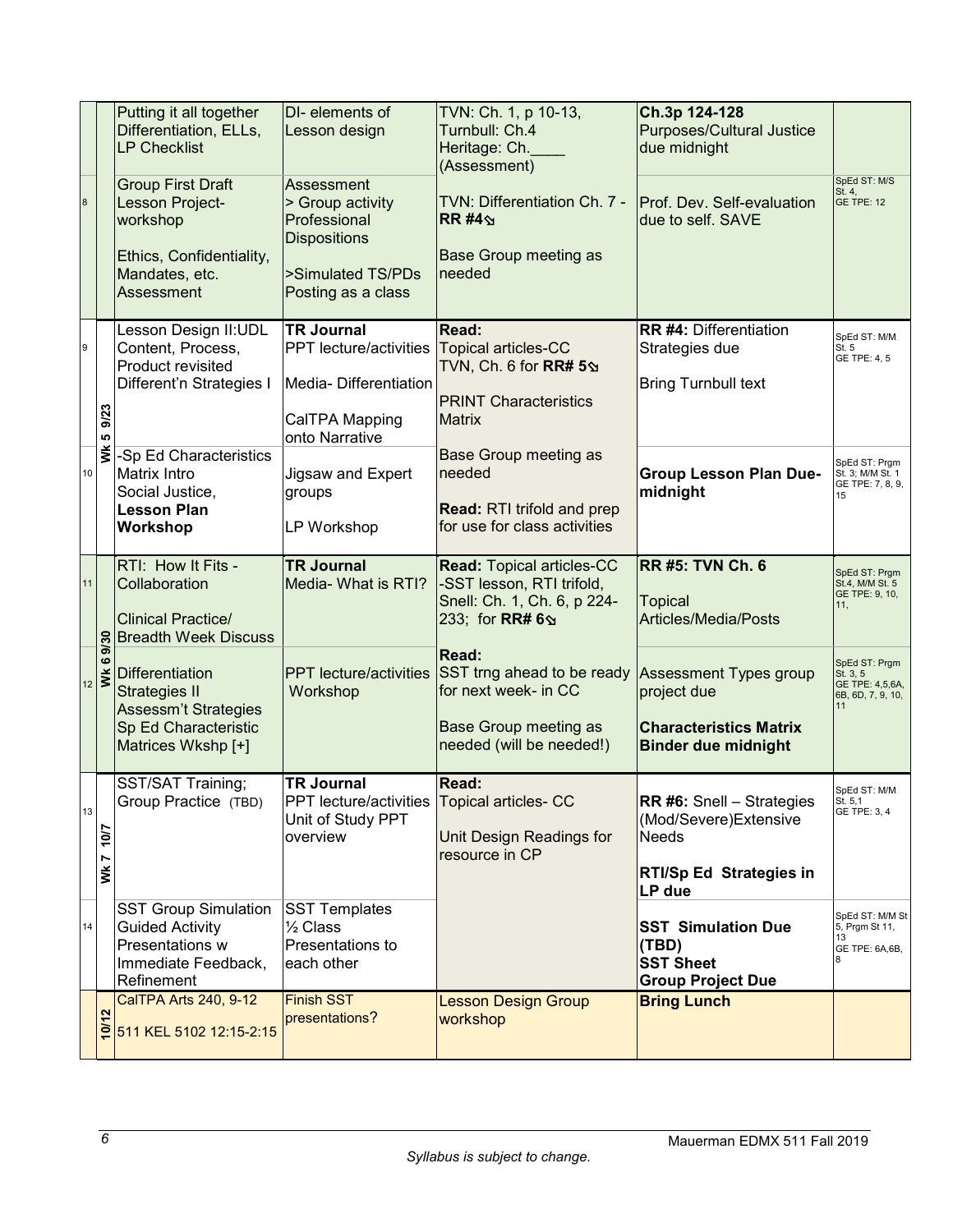| | | | | | |
|---|---|---|---|---|---|
| | | Putting it all together Differentiation, ELLs, LP Checklist | DI- elements of Lesson design | TVN: Ch. 1, p 10-13, Turnbull: Ch.4 Heritage: Ch.____ (Assessment) | **Ch.3p 124-128** Purposes/Cultural Justice due midnight | |
| 8 | | Group First Draft Lesson Project- workshop<br><br>Ethics, Confidentiality, Mandates, etc. Assessment | Assessment > Group activity Professional Dispositions<br><br>>Simulated TS/PDs Posting as a class | TVN: Differentiation Ch. 7 - **RR #4**⧅<br><br>Base Group meeting as needed | Prof. Dev. Self-evaluation due to self. SAVE | SpEd ST: M/S St. 4, GE TPE: 12 |
| 9 | Wk 5 9/23 | Lesson Design II:UDL Content, Process, Product revisited Different'n Strategies I | **TR Journal** PPT lecture/activities<br><br>Media- Differentiation<br><br>CalTPA Mapping onto Narrative | **Read:** Topical articles-CC TVN, Ch. 6 for **RR# 5**⧅<br><br>**PRINT** Characteristics Matrix | **RR #4:** Differentiation Strategies due<br><br>Bring Turnbull text | SpEd ST: M/M St. 5 GE TPE: 4, 5 |
| 10 | | -Sp Ed Characteristics Matrix Intro Social Justice, **Lesson Plan Workshop** | Jigsaw and Expert groups<br><br>LP Workshop | Base Group meeting as needed<br><br>**Read:** RTI trifold and prep for use for class activities | **Group Lesson Plan Due- midnight** | SpEd ST: Prgm St. 3; M/M St. 1 GE TPE: 7, 8, 9, 15 |
| 11 | Wk 6 9/30 | RTI: How It Fits - Collaboration<br><br>Clinical Practice/ Breadth Week Discuss | **TR Journal** Media- What is RTI? | **Read:** Topical articles-CC -SST lesson, RTI trifold, Snell: Ch. 1, Ch. 6, p 224-233; for **RR# 6**⧅ | **RR #5: TVN Ch. 6**<br><br>Topical Articles/Media/Posts | SpEd ST: Prgm St.4, M/M St. 5 GE TPE: 9, 10, 11, |
| 12 | | Differentiation Strategies II Assessm't Strategies Sp Ed Characteristic Matrices Wkshp [+] | PPT lecture/activities Workshop | **Read:** SST trng ahead to be ready for next week- in CC<br><br>Base Group meeting as needed (will be needed!) | Assessment Types group project due<br><br>**Characteristics Matrix Binder due midnight** | SpEd ST: Prgm St. 3, 5 GE TPE: 4,5,6A, 6B, 6D, 7, 9, 10, 11 |
| 13 | Wk 7 10/7 | SST/SAT Training; Group Practice (TBD) | **TR Journal** PPT lecture/activities Unit of Study PPT overview | **Read:** Topical articles- CC<br><br>Unit Design Readings for resource in CP | **RR #6:** Snell – Strategies (Mod/Severe)Extensive Needs<br><br>**RTI/Sp Ed Strategies in LP due** | SpEd ST: M/M St. 5,1 GE TPE: 3, 4 |
| 14 | | SST Group Simulation Guided Activity Presentations w Immediate Feedback, Refinement | SST Templates ½ Class Presentations to each other | | **SST Simulation Due (TBD)** **SST Sheet** **Group Project Due** | SpEd ST: M/M St 5, Prgm St 11, 13 GE TPE: 6A,6B, 8 |
| | 10/12 | CalTPA Arts 240, 9-12<br><br>511 KEL 5102 12:15-2:15 | Finish SST presentations? | Lesson Design Group workshop | **Bring Lunch** | |

*Syllabus is subject to change.*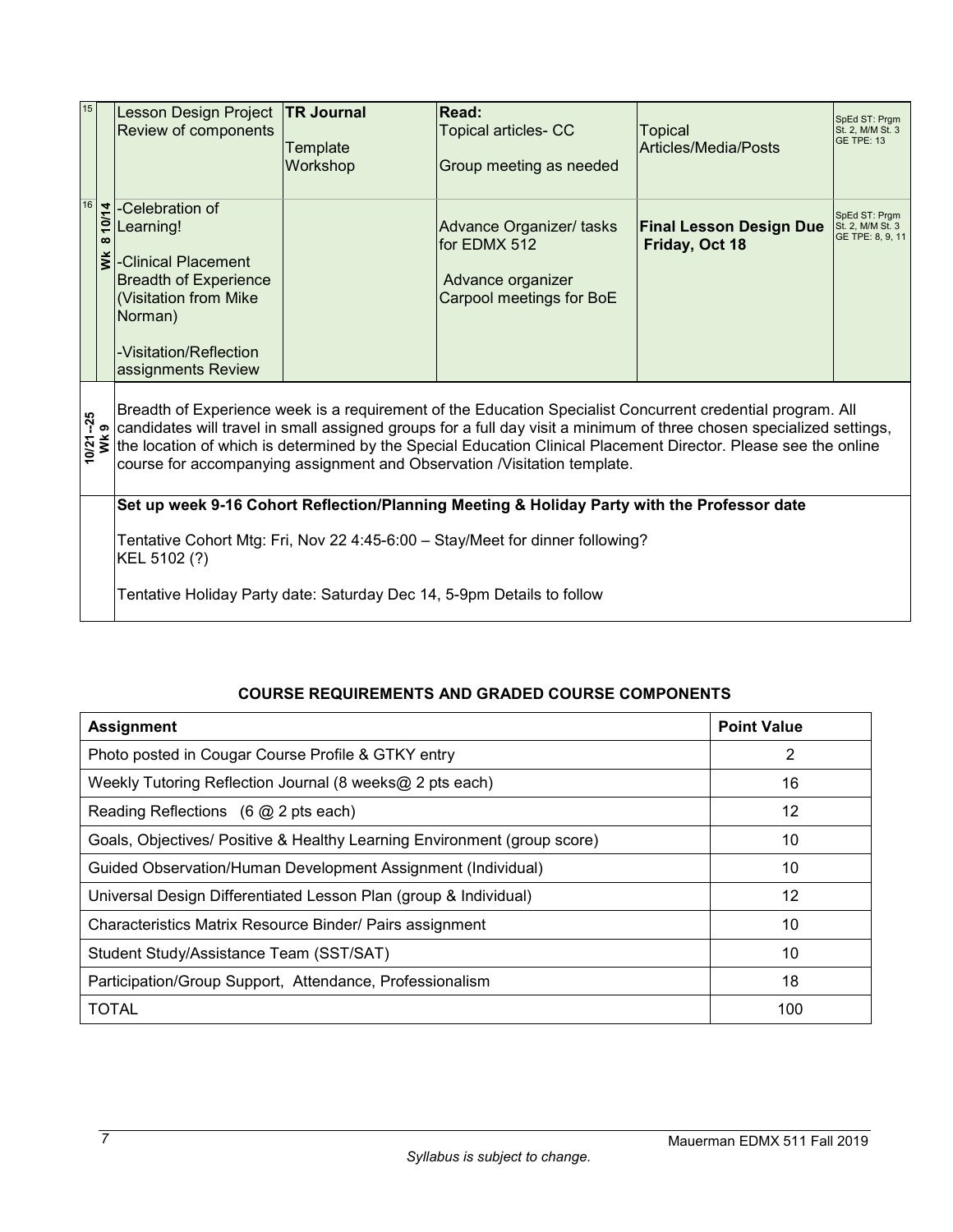| 15 | | Lesson Design Project Review of components | **TR Journal** Template Workshop | **Read:** Topical articles- CC Group meeting as needed | Topical Articles/Media/Posts | SpEd ST: Prgm St. 2, M/M St. 3 GE TPE: 13 |
|---|---|---|---|---|---|---|
| 16 | **Wk 8 10/14** | -Celebration of Learning! -Clinical Placement Breadth of Experience (Visitation from Mike Norman) -Visitation/Reflection assignments Review | | Advance Organizer/ tasks for EDMX 512 Advance organizer Carpool meetings for BoE | **Final Lesson Design Due Friday, Oct 18** | SpEd ST: Prgm St. 2, M/M St. 3 GE TPE: 8, 9, 11 |
| **10/21--25 Wk 9** | | Breadth of Experience week is a requirement of the Education Specialist Concurrent credential program. All candidates will travel in small assigned groups for a full day visit a minimum of three chosen specialized settings, the location of which is determined by the Special Education Clinical Placement Director. Please see the online course for accompanying assignment and Observation /Visitation template. | | | | |
| | | **Set up week 9-16 Cohort Reflection/Planning Meeting & Holiday Party with the Professor date** Tentative Cohort Mtg: Fri, Nov 22 4:45-6:00 – Stay/Meet for dinner following? KEL 5102 (?) Tentative Holiday Party date: Saturday Dec 14, 5-9pm Details to follow | | | | |

## COURSE REQUIREMENTS AND GRADED COURSE COMPONENTS

| Assignment | Point Value |
|---|---|
| Photo posted in Cougar Course Profile & GTKY entry | 2 |
| Weekly Tutoring Reflection Journal (8 weeks@ 2 pts each) | 16 |
| Reading Reflections (6 @ 2 pts each) | 12 |
| Goals, Objectives/ Positive & Healthy Learning Environment (group score) | 10 |
| Guided Observation/Human Development Assignment (Individual) | 10 |
| Universal Design Differentiated Lesson Plan (group & Individual) | 12 |
| Characteristics Matrix Resource Binder/ Pairs assignment | 10 |
| Student Study/Assistance Team (SST/SAT) | 10 |
| Participation/Group Support, Attendance, Professionalism | 18 |
| TOTAL | 100 |

*Syllabus is subject to change.*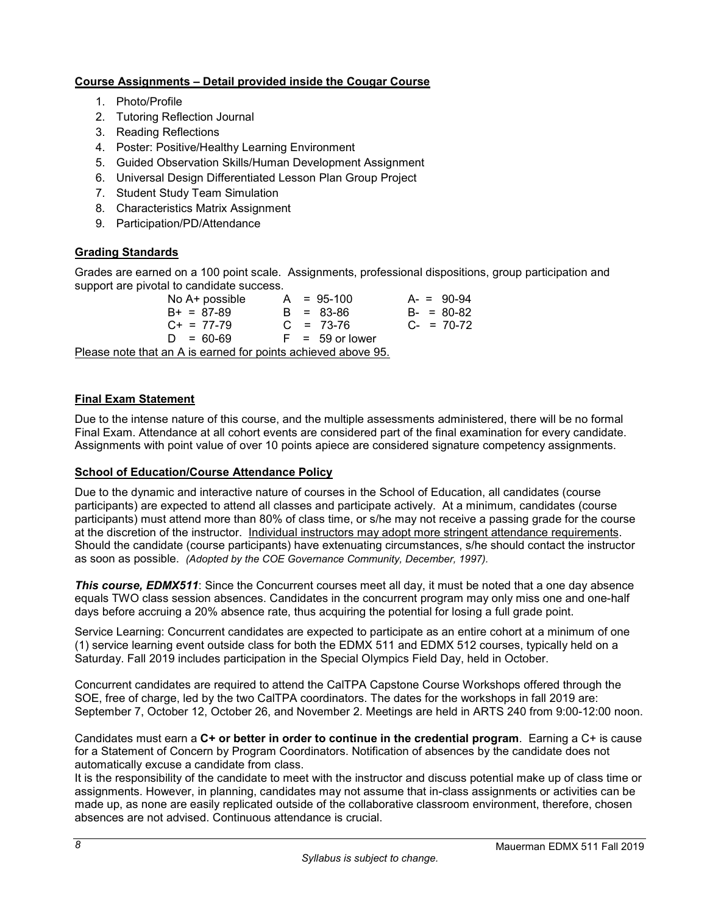**Course Assignments – Detail provided inside the Cougar Course**

1. Photo/Profile
2. Tutoring Reflection Journal
3. Reading Reflections
4. Poster: Positive/Healthy Learning Environment
5. Guided Observation Skills/Human Development Assignment
6. Universal Design Differentiated Lesson Plan Group Project
7. Student Study Team Simulation
8. Characteristics Matrix Assignment
9. Participation/PD/Attendance

**Grading Standards**

Grades are earned on a 100 point scale. Assignments, professional dispositions, group participation and support are pivotal to candidate success.

| | | |
|---|---|---|
| No A+ possible | A = 95-100 | A- = 90-94 |
| B+ = 87-89 | B = 83-86 | B- = 80-82 |
| C+ = 77-79 | C = 73-76 | C- = 70-72 |
| D = 60-69 | F = 59 or lower | |

Please note that an A is earned for points achieved above 95.

**Final Exam Statement**

Due to the intense nature of this course, and the multiple assessments administered, there will be no formal Final Exam. Attendance at all cohort events are considered part of the final examination for every candidate. Assignments with point value of over 10 points apiece are considered signature competency assignments.

**School of Education/Course Attendance Policy**

Due to the dynamic and interactive nature of courses in the School of Education, all candidates (course participants) are expected to attend all classes and participate actively. At a minimum, candidates (course participants) must attend more than 80% of class time, or s/he may not receive a passing grade for the course at the discretion of the instructor. Individual instructors may adopt more stringent attendance requirements. Should the candidate (course participants) have extenuating circumstances, s/he should contact the instructor as soon as possible. *(Adopted by the COE Governance Community, December, 1997).*

***This course, EDMX511***: Since the Concurrent courses meet all day, it must be noted that a one day absence equals TWO class session absences. Candidates in the concurrent program may only miss one and one-half days before accruing a 20% absence rate, thus acquiring the potential for losing a full grade point.

Service Learning: Concurrent candidates are expected to participate as an entire cohort at a minimum of one (1) service learning event outside class for both the EDMX 511 and EDMX 512 courses, typically held on a Saturday. Fall 2019 includes participation in the Special Olympics Field Day, held in October.

Concurrent candidates are required to attend the CalTPA Capstone Course Workshops offered through the SOE, free of charge, led by the two CalTPA coordinators. The dates for the workshops in fall 2019 are: September 7, October 12, October 26, and November 2. Meetings are held in ARTS 240 from 9:00-12:00 noon.

Candidates must earn a **C+ or better in order to continue in the credential program**. Earning a C+ is cause for a Statement of Concern by Program Coordinators. Notification of absences by the candidate does not automatically excuse a candidate from class.

It is the responsibility of the candidate to meet with the instructor and discuss potential make up of class time or assignments. However, in planning, candidates may not assume that in-class assignments or activities can be made up, as none are easily replicated outside of the collaborative classroom environment, therefore, chosen absences are not advised. Continuous attendance is crucial.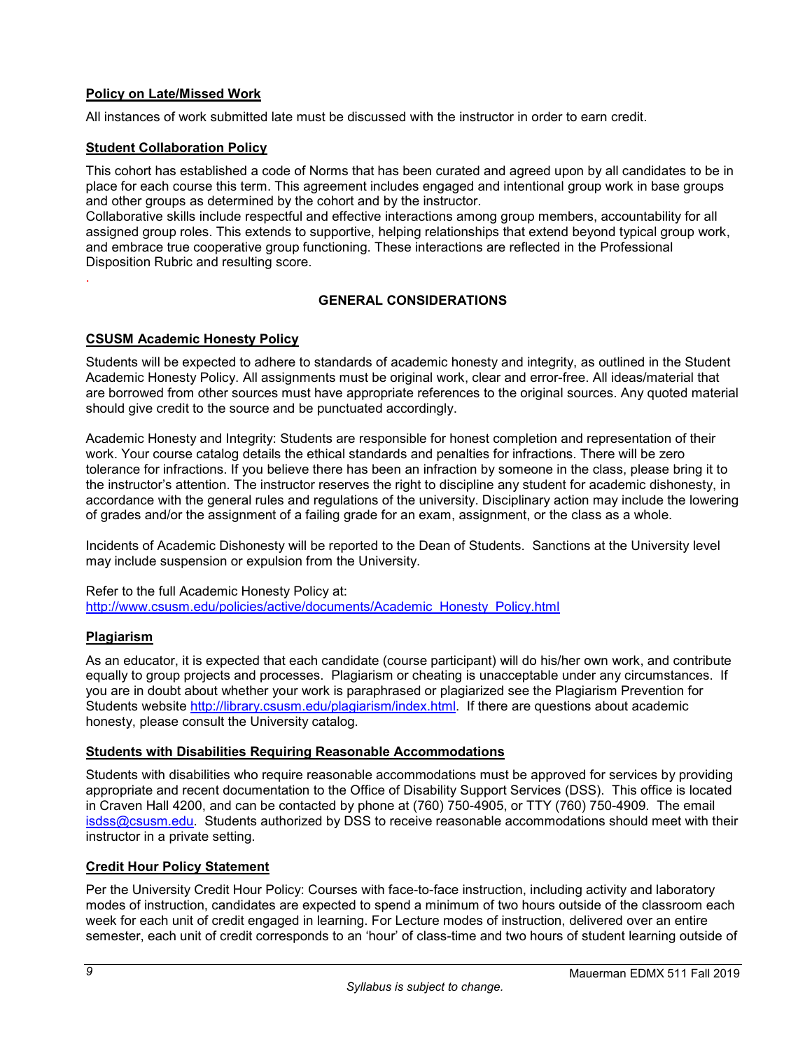**Policy on Late/Missed Work**

All instances of work submitted late must be discussed with the instructor in order to earn credit.

**Student Collaboration Policy**

This cohort has established a code of Norms that has been curated and agreed upon by all candidates to be in place for each course this term. This agreement includes engaged and intentional group work in base groups and other groups as determined by the cohort and by the instructor.
Collaborative skills include respectful and effective interactions among group members, accountability for all assigned group roles. This extends to supportive, helping relationships that extend beyond typical group work, and embrace true cooperative group functioning. These interactions are reflected in the Professional Disposition Rubric and resulting score.

## GENERAL CONSIDERATIONS

**CSUSM Academic Honesty Policy**

Students will be expected to adhere to standards of academic honesty and integrity, as outlined in the Student Academic Honesty Policy. All assignments must be original work, clear and error-free. All ideas/material that are borrowed from other sources must have appropriate references to the original sources. Any quoted material should give credit to the source and be punctuated accordingly.

Academic Honesty and Integrity: Students are responsible for honest completion and representation of their work. Your course catalog details the ethical standards and penalties for infractions. There will be zero tolerance for infractions. If you believe there has been an infraction by someone in the class, please bring it to the instructor's attention. The instructor reserves the right to discipline any student for academic dishonesty, in accordance with the general rules and regulations of the university. Disciplinary action may include the lowering of grades and/or the assignment of a failing grade for an exam, assignment, or the class as a whole.

Incidents of Academic Dishonesty will be reported to the Dean of Students. Sanctions at the University level may include suspension or expulsion from the University.

Refer to the full Academic Honesty Policy at:
http://www.csusm.edu/policies/active/documents/Academic_Honesty_Policy.html

**Plagiarism**

As an educator, it is expected that each candidate (course participant) will do his/her own work, and contribute equally to group projects and processes. Plagiarism or cheating is unacceptable under any circumstances. If you are in doubt about whether your work is paraphrased or plagiarized see the Plagiarism Prevention for Students website http://library.csusm.edu/plagiarism/index.html. If there are questions about academic honesty, please consult the University catalog.

**Students with Disabilities Requiring Reasonable Accommodations**

Students with disabilities who require reasonable accommodations must be approved for services by providing appropriate and recent documentation to the Office of Disability Support Services (DSS). This office is located in Craven Hall 4200, and can be contacted by phone at (760) 750-4905, or TTY (760) 750-4909. The email isdss@csusm.edu. Students authorized by DSS to receive reasonable accommodations should meet with their instructor in a private setting.

**Credit Hour Policy Statement**

Per the University Credit Hour Policy: Courses with face-to-face instruction, including activity and laboratory modes of instruction, candidates are expected to spend a minimum of two hours outside of the classroom each week for each unit of credit engaged in learning. For Lecture modes of instruction, delivered over an entire semester, each unit of credit corresponds to an 'hour' of class-time and two hours of student learning outside of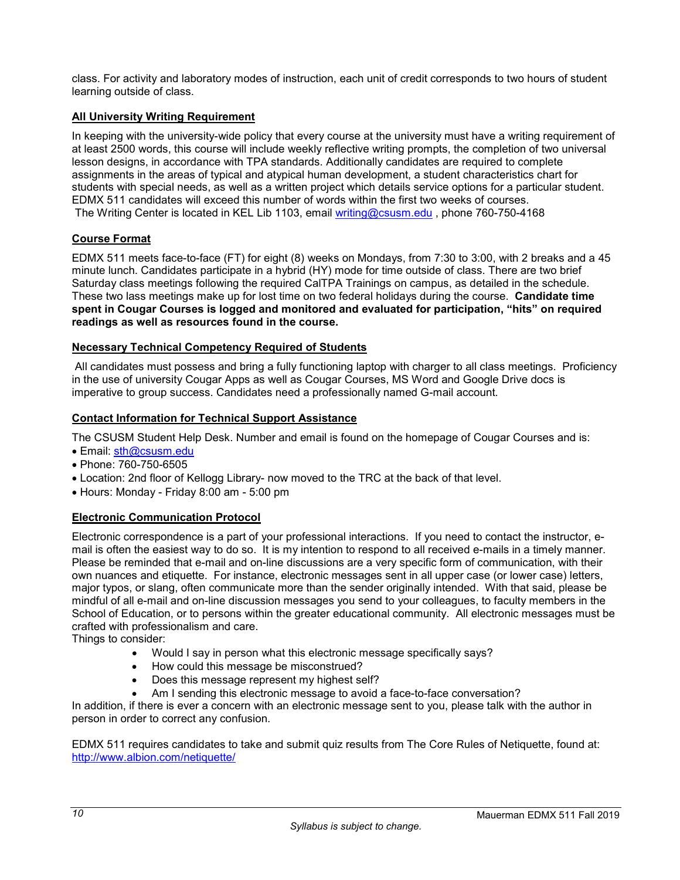class. For activity and laboratory modes of instruction, each unit of credit corresponds to two hours of student learning outside of class.

### **All University Writing Requirement**

In keeping with the university-wide policy that every course at the university must have a writing requirement of at least 2500 words, this course will include weekly reflective writing prompts, the completion of two universal lesson designs, in accordance with TPA standards. Additionally candidates are required to complete assignments in the areas of typical and atypical human development, a student characteristics chart for students with special needs, as well as a written project which details service options for a particular student. EDMX 511 candidates will exceed this number of words within the first two weeks of courses.
The Writing Center is located in KEL Lib 1103, email writing@csusm.edu , phone 760-750-4168

### **Course Format**

EDMX 511 meets face-to-face (FT) for eight (8) weeks on Mondays, from 7:30 to 3:00, with 2 breaks and a 45 minute lunch. Candidates participate in a hybrid (HY) mode for time outside of class. There are two brief Saturday class meetings following the required CalTPA Trainings on campus, as detailed in the schedule. These two lass meetings make up for lost time on two federal holidays during the course. **Candidate time spent in Cougar Courses is logged and monitored and evaluated for participation, "hits" on required readings as well as resources found in the course.**

### **Necessary Technical Competency Required of Students**

All candidates must possess and bring a fully functioning laptop with charger to all class meetings. Proficiency in the use of university Cougar Apps as well as Cougar Courses, MS Word and Google Drive docs is imperative to group success. Candidates need a professionally named G-mail account.

### **Contact Information for Technical Support Assistance**

The CSUSM Student Help Desk. Number and email is found on the homepage of Cougar Courses and is:

- Email: sth@csusm.edu
- Phone: 760-750-6505
- Location: 2nd floor of Kellogg Library- now moved to the TRC at the back of that level.
- Hours: Monday - Friday 8:00 am - 5:00 pm

### **Electronic Communication Protocol**

Electronic correspondence is a part of your professional interactions. If you need to contact the instructor, e-mail is often the easiest way to do so. It is my intention to respond to all received e-mails in a timely manner. Please be reminded that e-mail and on-line discussions are a very specific form of communication, with their own nuances and etiquette. For instance, electronic messages sent in all upper case (or lower case) letters, major typos, or slang, often communicate more than the sender originally intended. With that said, please be mindful of all e-mail and on-line discussion messages you send to your colleagues, to faculty members in the School of Education, or to persons within the greater educational community. All electronic messages must be crafted with professionalism and care.
Things to consider:

- Would I say in person what this electronic message specifically says?
- How could this message be misconstrued?
- Does this message represent my highest self?
- Am I sending this electronic message to avoid a face-to-face conversation?

In addition, if there is ever a concern with an electronic message sent to you, please talk with the author in person in order to correct any confusion.

EDMX 511 requires candidates to take and submit quiz results from The Core Rules of Netiquette, found at: http://www.albion.com/netiquette/